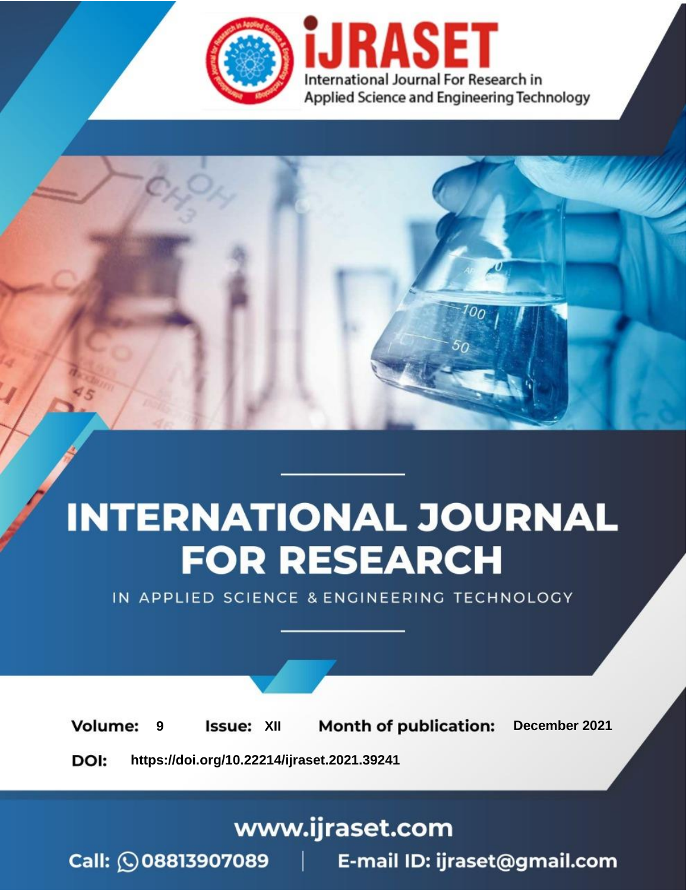iJRASET

International Journal For Research in Applied Science and Engineering Technology

# INTERNATIONAL JOURNAL FOR RESEARCH

IN APPLIED SCIENCE & ENGINEERING TECHNOLOGY

**Volume:** 9 **Issue:** XII **Month of publication:** December 2021

**DOI:** https://doi.org/10.22214/ijraset.2021.39241

www.ijraset.com

Call: 08813907089 | E-mail ID: ijraset@gmail.com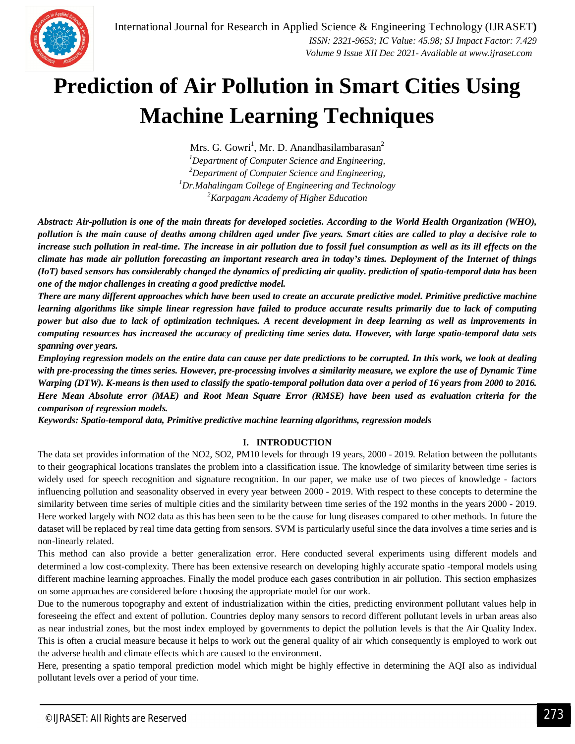# Prediction of Air Pollution in Smart Cities Using Machine Learning Techniques

Mrs. G. Gowri[1], Mr. D. Anandhasilambarasan[2]

[1]*Department of Computer Science and Engineering,*
[2]*Department of Computer Science and Engineering,*
[1]*Dr.Mahalingam College of Engineering and Technology*
[2]*Karpagam Academy of Higher Education*

***Abstract:** Air-pollution is one of the main threats for developed societies. According to the World Health Organization (WHO), pollution is the main cause of deaths among children aged under five years. Smart cities are called to play a decisive role to increase such pollution in real-time. The increase in air pollution due to fossil fuel consumption as well as its ill effects on the climate has made air pollution forecasting an important research area in today's times. Deployment of the Internet of things (IoT) based sensors has considerably changed the dynamics of predicting air quality. prediction of spatio-temporal data has been one of the major challenges in creating a good predictive model.*

***There are many different approaches which have been used to create an accurate predictive model. Primitive predictive machine learning algorithms like simple linear regression have failed to produce accurate results primarily due to lack of computing power but also due to lack of optimization techniques. A recent development in deep learning as well as improvements in computing resources has increased the accuracy of predicting time series data. However, with large spatio-temporal data sets spanning over years.***

***Employing regression models on the entire data can cause per date predictions to be corrupted. In this work, we look at dealing with pre-processing the times series. However, pre-processing involves a similarity measure, we explore the use of Dynamic Time Warping (DTW). K-means is then used to classify the spatio-temporal pollution data over a period of 16 years from 2000 to 2016. Here Mean Absolute error (MAE) and Root Mean Square Error (RMSE) have been used as evaluation criteria for the comparison of regression models.***

***Keywords: Spatio-temporal data, Primitive predictive machine learning algorithms, regression models***

## I. INTRODUCTION

The data set provides information of the $NO_2$, $SO_2$, PM10 levels for through 19 years, 2000 - 2019. Relation between the pollutants to their geographical locations translates the problem into a classification issue. The knowledge of similarity between time series is widely used for speech recognition and signature recognition. In our paper, we make use of two pieces of knowledge - factors influencing pollution and seasonality observed in every year between 2000 - 2019. With respect to these concepts to determine the similarity between time series of multiple cities and the similarity between time series of the 192 months in the years 2000 - 2019. Here worked largely with $NO_2$ data as this has been seen to be the cause for lung diseases compared to other methods. In future the dataset will be replaced by real time data getting from sensors. SVM is particularly useful since the data involves a time series and is non-linearly related.

This method can also provide a better generalization error. Here conducted several experiments using different models and determined a low cost-complexity. There has been extensive research on developing highly accurate spatio -temporal models using different machine learning approaches. Finally the model produce each gases contribution in air pollution. This section emphasizes on some approaches are considered before choosing the appropriate model for our work.

Due to the numerous topography and extent of industrialization within the cities, predicting environment pollutant values help in foreseeing the effect and extent of pollution. Countries deploy many sensors to record different pollutant levels in urban areas also as near industrial zones, but the most index employed by governments to depict the pollution levels is that the Air Quality Index. This is often a crucial measure because it helps to work out the general quality of air which consequently is employed to work out the adverse health and climate effects which are caused to the environment.

Here, presenting a spatio temporal prediction model which might be highly effective in determining the AQI also as individual pollutant levels over a period of your time.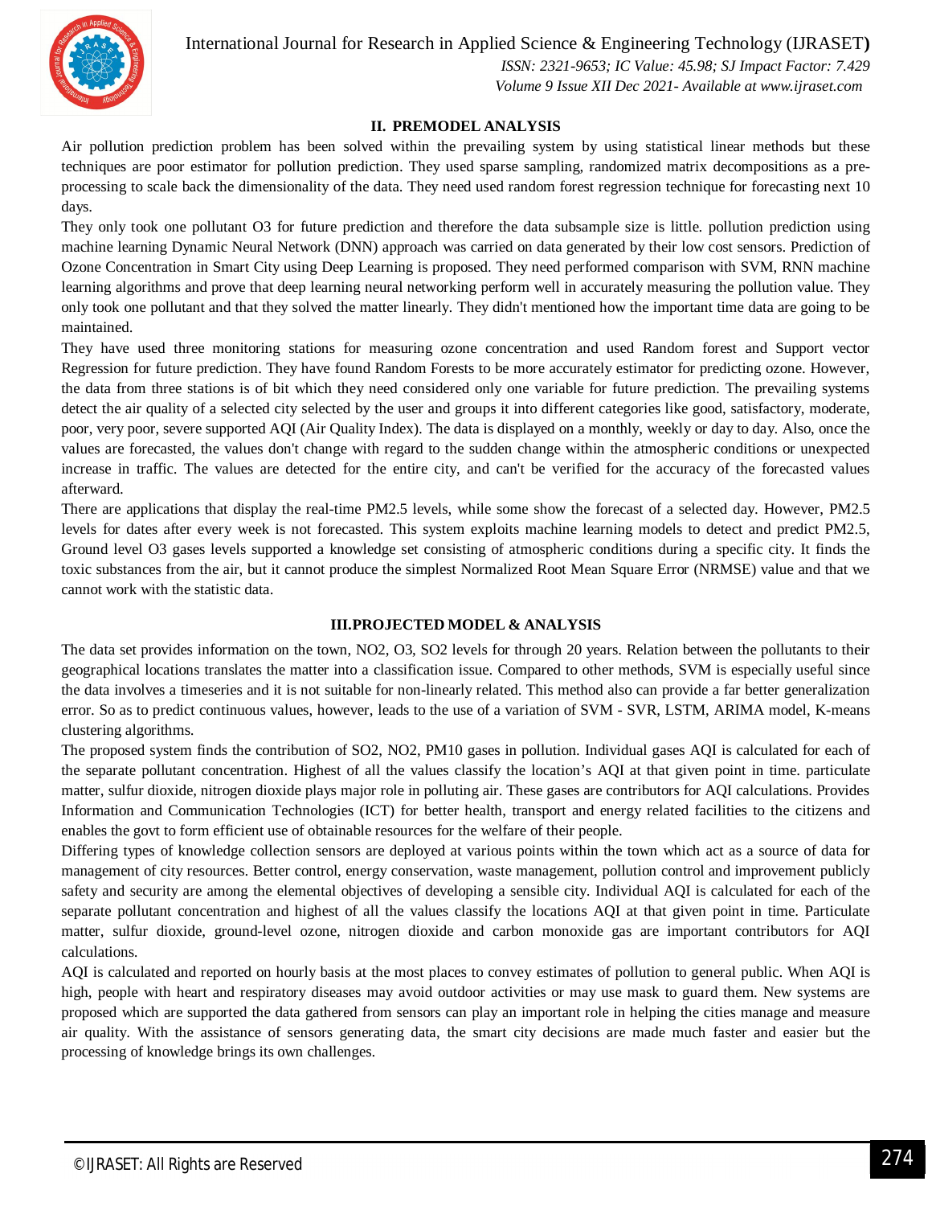## II. PREMODEL ANALYSIS

Air pollution prediction problem has been solved within the prevailing system by using statistical linear methods but these techniques are poor estimator for pollution prediction. They used sparse sampling, randomized matrix decompositions as a pre-processing to scale back the dimensionality of the data. They need used random forest regression technique for forecasting next 10 days.

They only took one pollutant O3 for future prediction and therefore the data subsample size is little. pollution prediction using machine learning Dynamic Neural Network (DNN) approach was carried on data generated by their low cost sensors. Prediction of Ozone Concentration in Smart City using Deep Learning is proposed. They need performed comparison with SVM, RNN machine learning algorithms and prove that deep learning neural networking perform well in accurately measuring the pollution value. They only took one pollutant and that they solved the matter linearly. They didn't mentioned how the important time data are going to be maintained.

They have used three monitoring stations for measuring ozone concentration and used Random forest and Support vector Regression for future prediction. They have found Random Forests to be more accurately estimator for predicting ozone. However, the data from three stations is of bit which they need considered only one variable for future prediction. The prevailing systems detect the air quality of a selected city selected by the user and groups it into different categories like good, satisfactory, moderate, poor, very poor, severe supported AQI (Air Quality Index). The data is displayed on a monthly, weekly or day to day. Also, once the values are forecasted, the values don't change with regard to the sudden change within the atmospheric conditions or unexpected increase in traffic. The values are detected for the entire city, and can't be verified for the accuracy of the forecasted values afterward.

There are applications that display the real-time PM2.5 levels, while some show the forecast of a selected day. However, PM2.5 levels for dates after every week is not forecasted. This system exploits machine learning models to detect and predict PM2.5, Ground level O3 gases levels supported a knowledge set consisting of atmospheric conditions during a specific city. It finds the toxic substances from the air, but it cannot produce the simplest Normalized Root Mean Square Error (NRMSE) value and that we cannot work with the statistic data.

## III. PROJECTED MODEL & ANALYSIS

The data set provides information on the town, NO2, O3, SO2 levels for through 20 years. Relation between the pollutants to their geographical locations translates the matter into a classification issue. Compared to other methods, SVM is especially useful since the data involves a timeseries and it is not suitable for non-linearly related. This method also can provide a far better generalization error. So as to predict continuous values, however, leads to the use of a variation of SVM - SVR, LSTM, ARIMA model, K-means clustering algorithms.

The proposed system finds the contribution of SO2, NO2, PM10 gases in pollution. Individual gases AQI is calculated for each of the separate pollutant concentration. Highest of all the values classify the location's AQI at that given point in time. particulate matter, sulfur dioxide, nitrogen dioxide plays major role in polluting air. These gases are contributors for AQI calculations. Provides Information and Communication Technologies (ICT) for better health, transport and energy related facilities to the citizens and enables the govt to form efficient use of obtainable resources for the welfare of their people.

Differing types of knowledge collection sensors are deployed at various points within the town which act as a source of data for management of city resources. Better control, energy conservation, waste management, pollution control and improvement publicly safety and security are among the elemental objectives of developing a sensible city. Individual AQI is calculated for each of the separate pollutant concentration and highest of all the values classify the locations AQI at that given point in time. Particulate matter, sulfur dioxide, ground-level ozone, nitrogen dioxide and carbon monoxide gas are important contributors for AQI calculations.

AQI is calculated and reported on hourly basis at the most places to convey estimates of pollution to general public. When AQI is high, people with heart and respiratory diseases may avoid outdoor activities or may use mask to guard them. New systems are proposed which are supported the data gathered from sensors can play an important role in helping the cities manage and measure air quality. With the assistance of sensors generating data, the smart city decisions are made much faster and easier but the processing of knowledge brings its own challenges.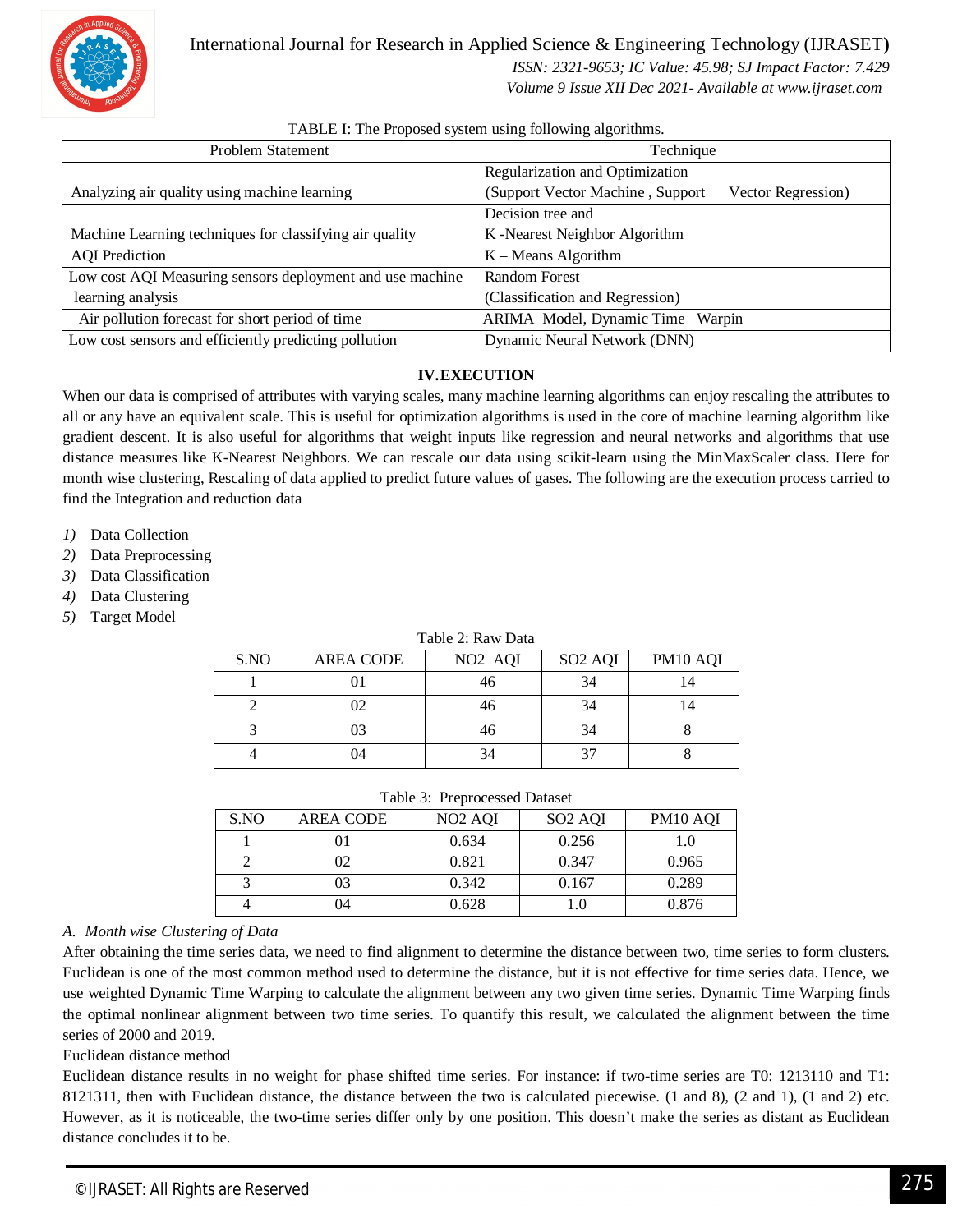TABLE I: The Proposed system using following algorithms.

| Problem Statement | Technique |
|---|---|
| Analyzing air quality using machine learning | Regularization and Optimization (Support Vector Machine , Support Vector Regression) |
| Machine Learning techniques for classifying air quality | Decision tree and K -Nearest Neighbor Algorithm |
| AQI Prediction | K – Means Algorithm |
| Low cost AQI Measuring sensors deployment and use machine learning analysis | Random Forest (Classification and Regression) |
| Air pollution forecast for short period of time | ARIMA Model, Dynamic Time Warpin |
| Low cost sensors and efficiently predicting pollution | Dynamic Neural Network (DNN) |

## IV. EXECUTION

When our data is comprised of attributes with varying scales, many machine learning algorithms can enjoy rescaling the attributes to all or any have an equivalent scale. This is useful for optimization algorithms is used in the core of machine learning algorithm like gradient descent. It is also useful for algorithms that weight inputs like regression and neural networks and algorithms that use distance measures like K-Nearest Neighbors. We can rescale our data using scikit-learn using the MinMaxScaler class. Here for month wise clustering, Rescaling of data applied to predict future values of gases. The following are the execution process carried to find the Integration and reduction data

1) Data Collection
2) Data Preprocessing
3) Data Classification
4) Data Clustering
5) Target Model

Table 2: Raw Data

| S.NO | AREA CODE | NO2 AQI | SO2 AQI | PM10 AQI |
|---|---|---|---|---|
| 1 | 01 | 46 | 34 | 14 |
| 2 | 02 | 46 | 34 | 14 |
| 3 | 03 | 46 | 34 | 8 |
| 4 | 04 | 34 | 37 | 8 |

Table 3: Preprocessed Dataset

| S.NO | AREA CODE | NO2 AQI | SO2 AQI | PM10 AQI |
|---|---|---|---|---|
| 1 | 01 | 0.634 | 0.256 | 1.0 |
| 2 | 02 | 0.821 | 0.347 | 0.965 |
| 3 | 03 | 0.342 | 0.167 | 0.289 |
| 4 | 04 | 0.628 | 1.0 | 0.876 |

### *A. Month wise Clustering of Data*

After obtaining the time series data, we need to find alignment to determine the distance between two, time series to form clusters. Euclidean is one of the most common method used to determine the distance, but it is not effective for time series data. Hence, we use weighted Dynamic Time Warping to calculate the alignment between any two given time series. Dynamic Time Warping finds the optimal nonlinear alignment between two time series. To quantify this result, we calculated the alignment between the time series of 2000 and 2019.

Euclidean distance method

Euclidean distance results in no weight for phase shifted time series. For instance: if two-time series are T0: 1213110 and T1: 8121311, then with Euclidean distance, the distance between the two is calculated piecewise. (1 and 8), (2 and 1), (1 and 2) etc. However, as it is noticeable, the two-time series differ only by one position. This doesn't make the series as distant as Euclidean distance concludes it to be.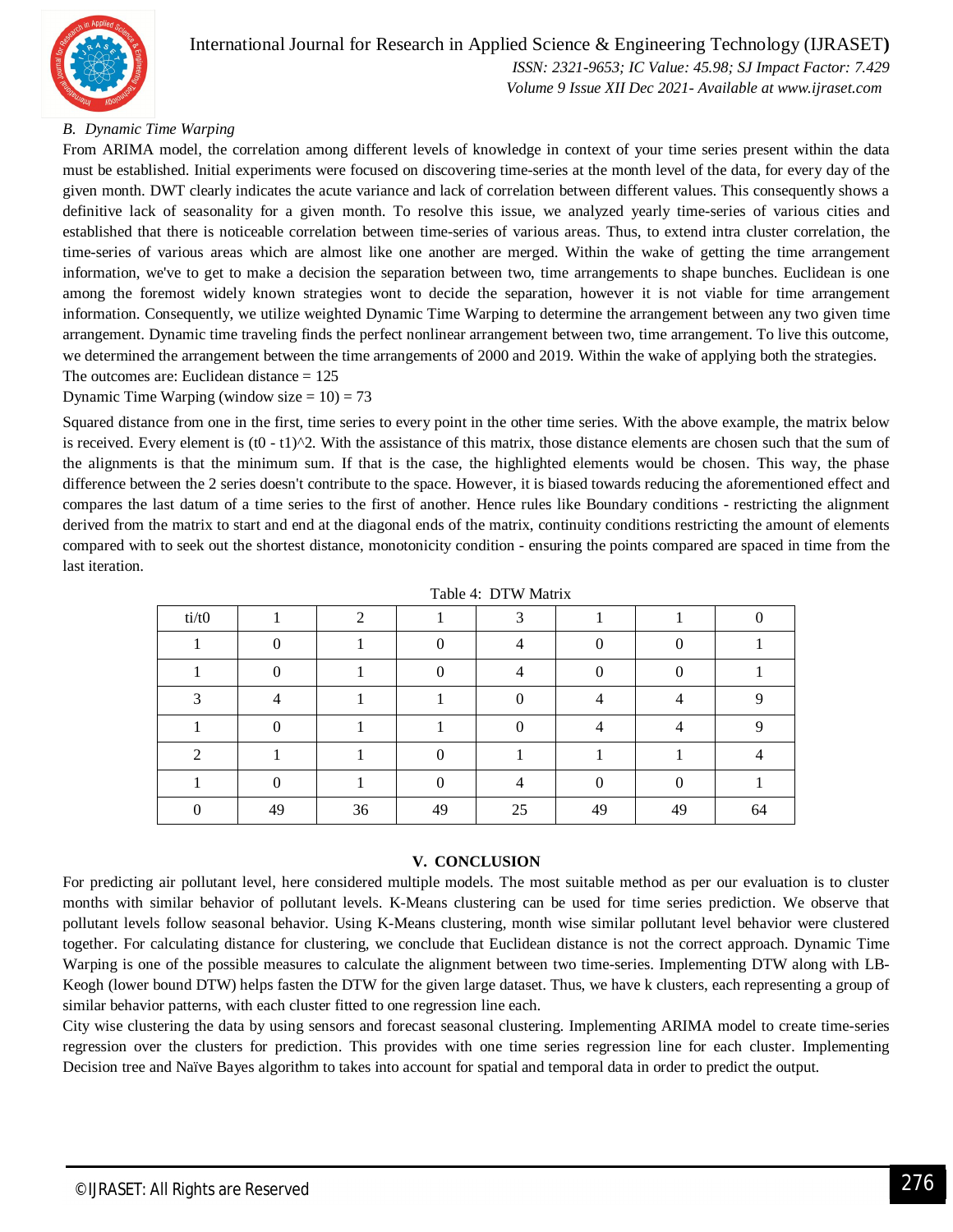### B. *Dynamic Time Warping*

From ARIMA model, the correlation among different levels of knowledge in context of your time series present within the data must be established. Initial experiments were focused on discovering time-series at the month level of the data, for every day of the given month. DWT clearly indicates the acute variance and lack of correlation between different values. This consequently shows a definitive lack of seasonality for a given month. To resolve this issue, we analyzed yearly time-series of various cities and established that there is noticeable correlation between time-series of various areas. Thus, to extend intra cluster correlation, the time-series of various areas which are almost like one another are merged. Within the wake of getting the time arrangement information, we've to get to make a decision the separation between two, time arrangements to shape bunches. Euclidean is one among the foremost widely known strategies wont to decide the separation, however it is not viable for time arrangement information. Consequently, we utilize weighted Dynamic Time Warping to determine the arrangement between any two given time arrangement. Dynamic time traveling finds the perfect nonlinear arrangement between two, time arrangement. To live this outcome, we determined the arrangement between the time arrangements of 2000 and 2019. Within the wake of applying both the strategies.

The outcomes are: Euclidean distance = 125

Dynamic Time Warping (window size = 10) = 73

Squared distance from one in the first, time series to every point in the other time series. With the above example, the matrix below is received. Every element is (t0 - t1)^2. With the assistance of this matrix, those distance elements are chosen such that the sum of the alignments is that the minimum sum. If that is the case, the highlighted elements would be chosen. This way, the phase difference between the 2 series doesn't contribute to the space. However, it is biased towards reducing the aforementioned effect and compares the last datum of a time series to the first of another. Hence rules like Boundary conditions - restricting the alignment derived from the matrix to start and end at the diagonal ends of the matrix, continuity conditions restricting the amount of elements compared with to seek out the shortest distance, monotonicity condition - ensuring the points compared are spaced in time from the last iteration.

Table 4: DTW Matrix

| ti/t0 | 1 | 2 | 1 | 3 | 1 | 1 | 0 |
|---|---|---|---|---|---|---|---|
| 1 | 0 | 1 | 0 | 4 | 0 | 0 | 1 |
| 1 | 0 | 1 | 0 | 4 | 0 | 0 | 1 |
| 3 | 4 | 1 | 1 | 0 | 4 | 4 | 9 |
| 1 | 0 | 1 | 1 | 0 | 4 | 4 | 9 |
| 2 | 1 | 1 | 0 | 1 | 1 | 1 | 4 |
| 1 | 0 | 1 | 0 | 4 | 0 | 0 | 1 |
| 0 | 49 | 36 | 49 | 25 | 49 | 49 | 64 |

## V. CONCLUSION

For predicting air pollutant level, here considered multiple models. The most suitable method as per our evaluation is to cluster months with similar behavior of pollutant levels. K-Means clustering can be used for time series prediction. We observe that pollutant levels follow seasonal behavior. Using K-Means clustering, month wise similar pollutant level behavior were clustered together. For calculating distance for clustering, we conclude that Euclidean distance is not the correct approach. Dynamic Time Warping is one of the possible measures to calculate the alignment between two time-series. Implementing DTW along with LB-Keogh (lower bound DTW) helps fasten the DTW for the given large dataset. Thus, we have k clusters, each representing a group of similar behavior patterns, with each cluster fitted to one regression line each.

City wise clustering the data by using sensors and forecast seasonal clustering. Implementing ARIMA model to create time-series regression over the clusters for prediction. This provides with one time series regression line for each cluster. Implementing Decision tree and Naïve Bayes algorithm to takes into account for spatial and temporal data in order to predict the output.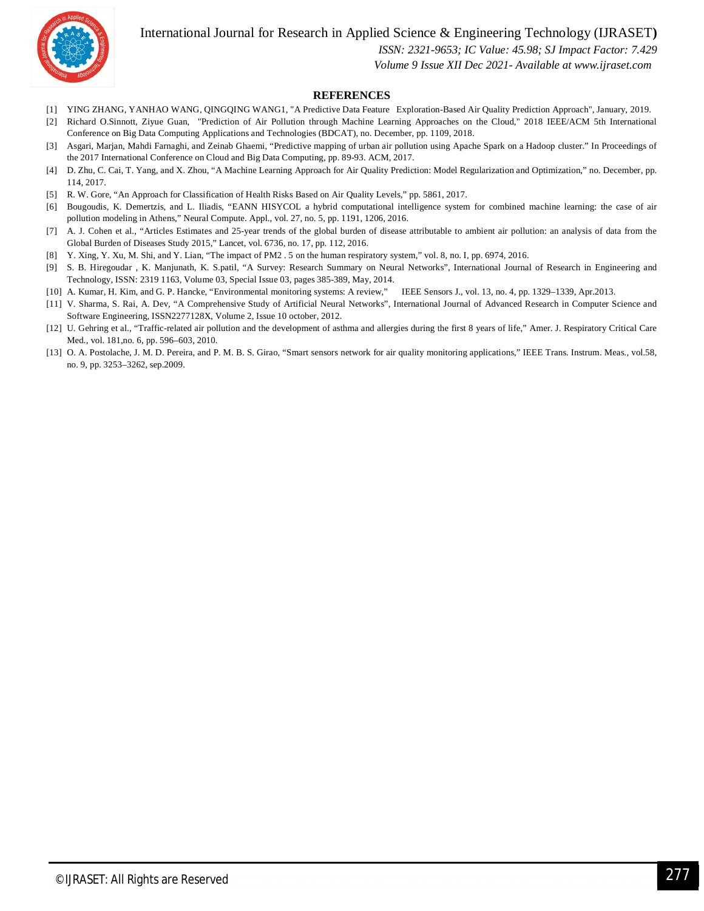## REFERENCES

[1] YING ZHANG, YANHAO WANG, QINGQING WANG1, "A Predictive Data Feature Exploration-Based Air Quality Prediction Approach", January, 2019.

[2] Richard O.Sinnott, Ziyue Guan, "Prediction of Air Pollution through Machine Learning Approaches on the Cloud," 2018 IEEE/ACM 5th International Conference on Big Data Computing Applications and Technologies (BDCAT), no. December, pp. 1109, 2018.

[3] Asgari, Marjan, Mahdi Farnaghi, and Zeinab Ghaemi, "Predictive mapping of urban air pollution using Apache Spark on a Hadoop cluster." In Proceedings of the 2017 International Conference on Cloud and Big Data Computing, pp. 89-93. ACM, 2017.

[4] D. Zhu, C. Cai, T. Yang, and X. Zhou, "A Machine Learning Approach for Air Quality Prediction: Model Regularization and Optimization," no. December, pp. 114, 2017.

[5] R. W. Gore, "An Approach for Classification of Health Risks Based on Air Quality Levels," pp. 5861, 2017.

[6] Bougoudis, K. Demertzis, and L. Iliadis, "EANN HISYCOL a hybrid computational intelligence system for combined machine learning: the case of air pollution modeling in Athens," Neural Compute. Appl., vol. 27, no. 5, pp. 1191, 1206, 2016.

[7] A. J. Cohen et al., "Articles Estimates and 25-year trends of the global burden of disease attributable to ambient air pollution: an analysis of data from the Global Burden of Diseases Study 2015," Lancet, vol. 6736, no. 17, pp. 112, 2016.

[8] Y. Xing, Y. Xu, M. Shi, and Y. Lian, "The impact of PM2 . 5 on the human respiratory system," vol. 8, no. I, pp. 6974, 2016.

[9] S. B. Hiregoudar , K. Manjunath, K. S.patil, "A Survey: Research Summary on Neural Networks", International Journal of Research in Engineering and Technology, ISSN: 2319 1163, Volume 03, Special Issue 03, pages 385-389, May, 2014.

[10] A. Kumar, H. Kim, and G. P. Hancke, "Environmental monitoring systems: A review," IEEE Sensors J., vol. 13, no. 4, pp. 1329–1339, Apr.2013.

[11] V. Sharma, S. Rai, A. Dev, "A Comprehensive Study of Artificial Neural Networks", International Journal of Advanced Research in Computer Science and Software Engineering, ISSN2277128X, Volume 2, Issue 10 october, 2012.

[12] U. Gehring et al., "Traffic-related air pollution and the development of asthma and allergies during the first 8 years of life," Amer. J. Respiratory Critical Care Med., vol. 181,no. 6, pp. 596–603, 2010.

[13] O. A. Postolache, J. M. D. Pereira, and P. M. B. S. Girao, "Smart sensors network for air quality monitoring applications," IEEE Trans. Instrum. Meas., vol.58, no. 9, pp. 3253–3262, sep.2009.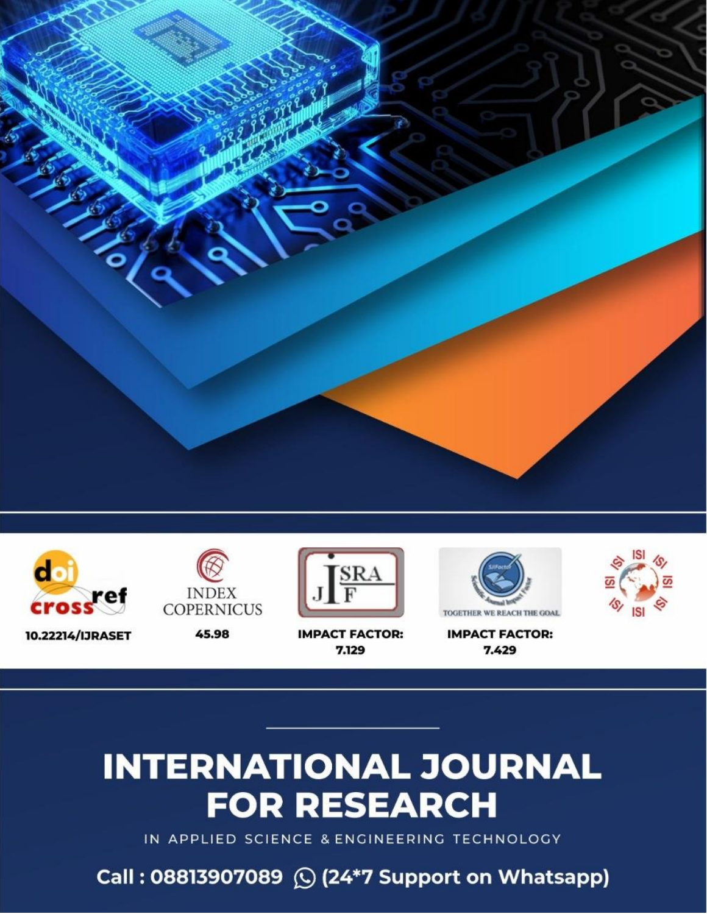10.22214/IJRASET

45.98

IMPACT FACTOR: 7.129

IMPACT FACTOR: 7.429

# INTERNATIONAL JOURNAL FOR RESEARCH

IN APPLIED SCIENCE & ENGINEERING TECHNOLOGY

Call : 08813907089 (24*7 Support on Whatsapp)